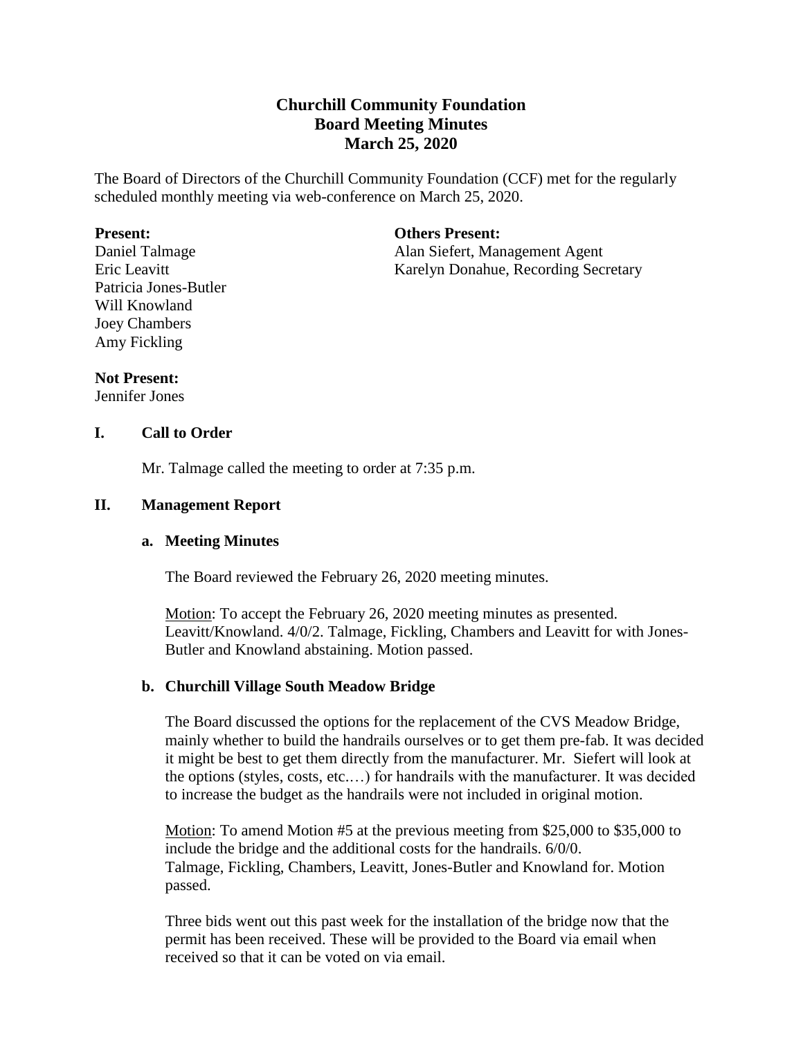# Churchill Community Foundation
# Board Meeting Minutes
# March 25, 2020

The Board of Directors of the Churchill Community Foundation (CCF) met for the regularly scheduled monthly meeting via web-conference on March 25, 2020.

**Present:**
Daniel Talmage
Eric Leavitt
Patricia Jones-Butler
Will Knowland
Joey Chambers
Amy Fickling

**Others Present:**
Alan Siefert, Management Agent
Karelyn Donahue, Recording Secretary

**Not Present:**
Jennifer Jones

## I. Call to Order

Mr. Talmage called the meeting to order at 7:35 p.m.

## II. Management Report

### a. Meeting Minutes

The Board reviewed the February 26, 2020 meeting minutes.

Motion: To accept the February 26, 2020 meeting minutes as presented. Leavitt/Knowland. 4/0/2. Talmage, Fickling, Chambers and Leavitt for with Jones-Butler and Knowland abstaining. Motion passed.

### b. Churchill Village South Meadow Bridge

The Board discussed the options for the replacement of the CVS Meadow Bridge, mainly whether to build the handrails ourselves or to get them pre-fab. It was decided it might be best to get them directly from the manufacturer. Mr. Siefert will look at the options (styles, costs, etc.…) for handrails with the manufacturer. It was decided to increase the budget as the handrails were not included in original motion.

Motion: To amend Motion #5 at the previous meeting from $25,000 to $35,000 to include the bridge and the additional costs for the handrails. 6/0/0. Talmage, Fickling, Chambers, Leavitt, Jones-Butler and Knowland for. Motion passed.

Three bids went out this past week for the installation of the bridge now that the permit has been received. These will be provided to the Board via email when received so that it can be voted on via email.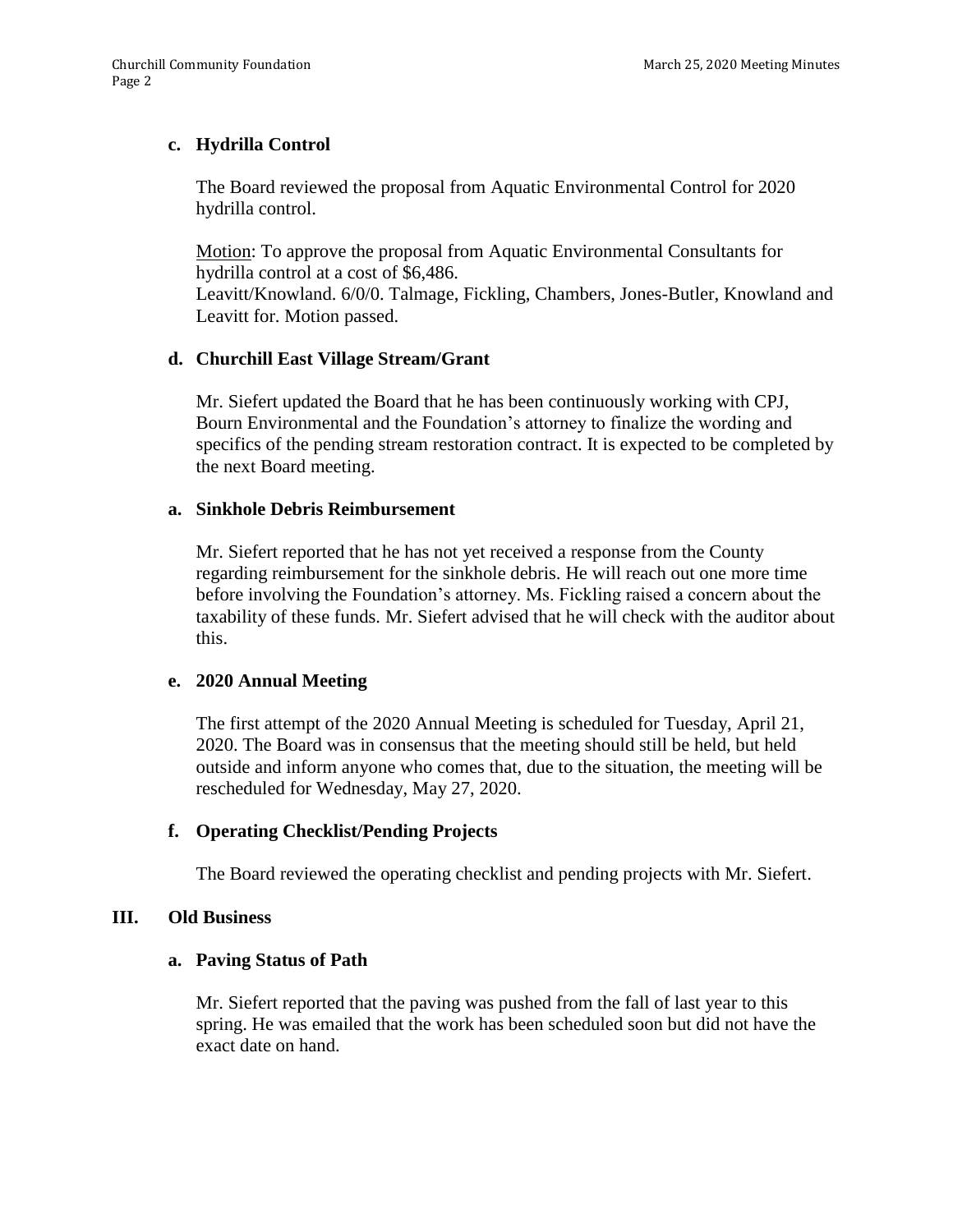### c. Hydrilla Control

The Board reviewed the proposal from Aquatic Environmental Control for 2020 hydrilla control.

Motion: To approve the proposal from Aquatic Environmental Consultants for hydrilla control at a cost of $6,486.
Leavitt/Knowland. 6/0/0. Talmage, Fickling, Chambers, Jones-Butler, Knowland and Leavitt for. Motion passed.

### d. Churchill East Village Stream/Grant

Mr. Siefert updated the Board that he has been continuously working with CPJ, Bourn Environmental and the Foundation's attorney to finalize the wording and specifics of the pending stream restoration contract. It is expected to be completed by the next Board meeting.

### a. Sinkhole Debris Reimbursement

Mr. Siefert reported that he has not yet received a response from the County regarding reimbursement for the sinkhole debris. He will reach out one more time before involving the Foundation's attorney. Ms. Fickling raised a concern about the taxability of these funds. Mr. Siefert advised that he will check with the auditor about this.

### e. 2020 Annual Meeting

The first attempt of the 2020 Annual Meeting is scheduled for Tuesday, April 21, 2020. The Board was in consensus that the meeting should still be held, but held outside and inform anyone who comes that, due to the situation, the meeting will be rescheduled for Wednesday, May 27, 2020.

### f. Operating Checklist/Pending Projects

The Board reviewed the operating checklist and pending projects with Mr. Siefert.

## III. Old Business

### a. Paving Status of Path

Mr. Siefert reported that the paving was pushed from the fall of last year to this spring. He was emailed that the work has been scheduled soon but did not have the exact date on hand.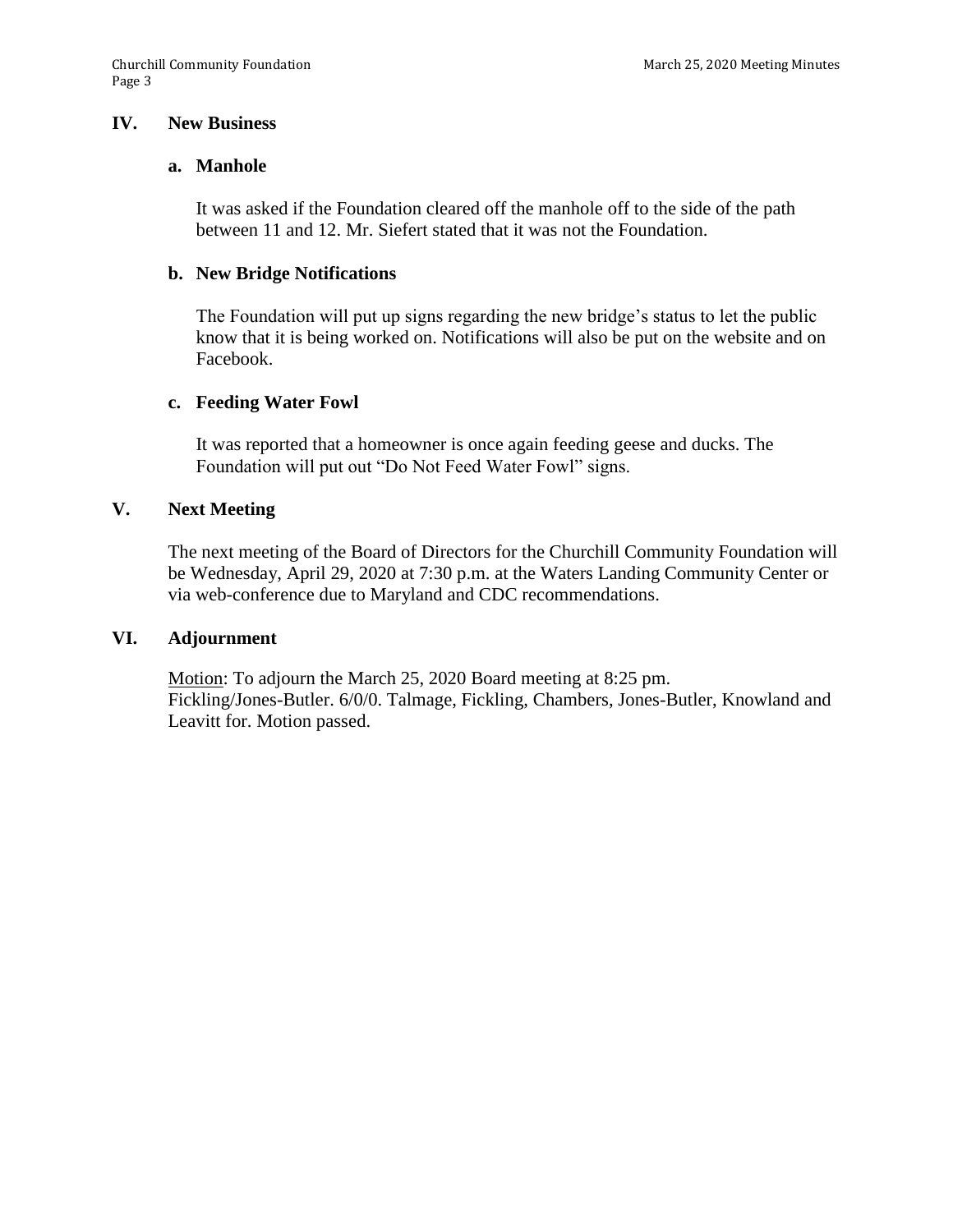## IV. New Business

### a. Manhole

It was asked if the Foundation cleared off the manhole off to the side of the path between 11 and 12. Mr. Siefert stated that it was not the Foundation.

### b. New Bridge Notifications

The Foundation will put up signs regarding the new bridge's status to let the public know that it is being worked on. Notifications will also be put on the website and on Facebook.

### c. Feeding Water Fowl

It was reported that a homeowner is once again feeding geese and ducks. The Foundation will put out "Do Not Feed Water Fowl" signs.

## V. Next Meeting

The next meeting of the Board of Directors for the Churchill Community Foundation will be Wednesday, April 29, 2020 at 7:30 p.m. at the Waters Landing Community Center or via web-conference due to Maryland and CDC recommendations.

## VI. Adjournment

Motion: To adjourn the March 25, 2020 Board meeting at 8:25 pm. Fickling/Jones-Butler. 6/0/0. Talmage, Fickling, Chambers, Jones-Butler, Knowland and Leavitt for. Motion passed.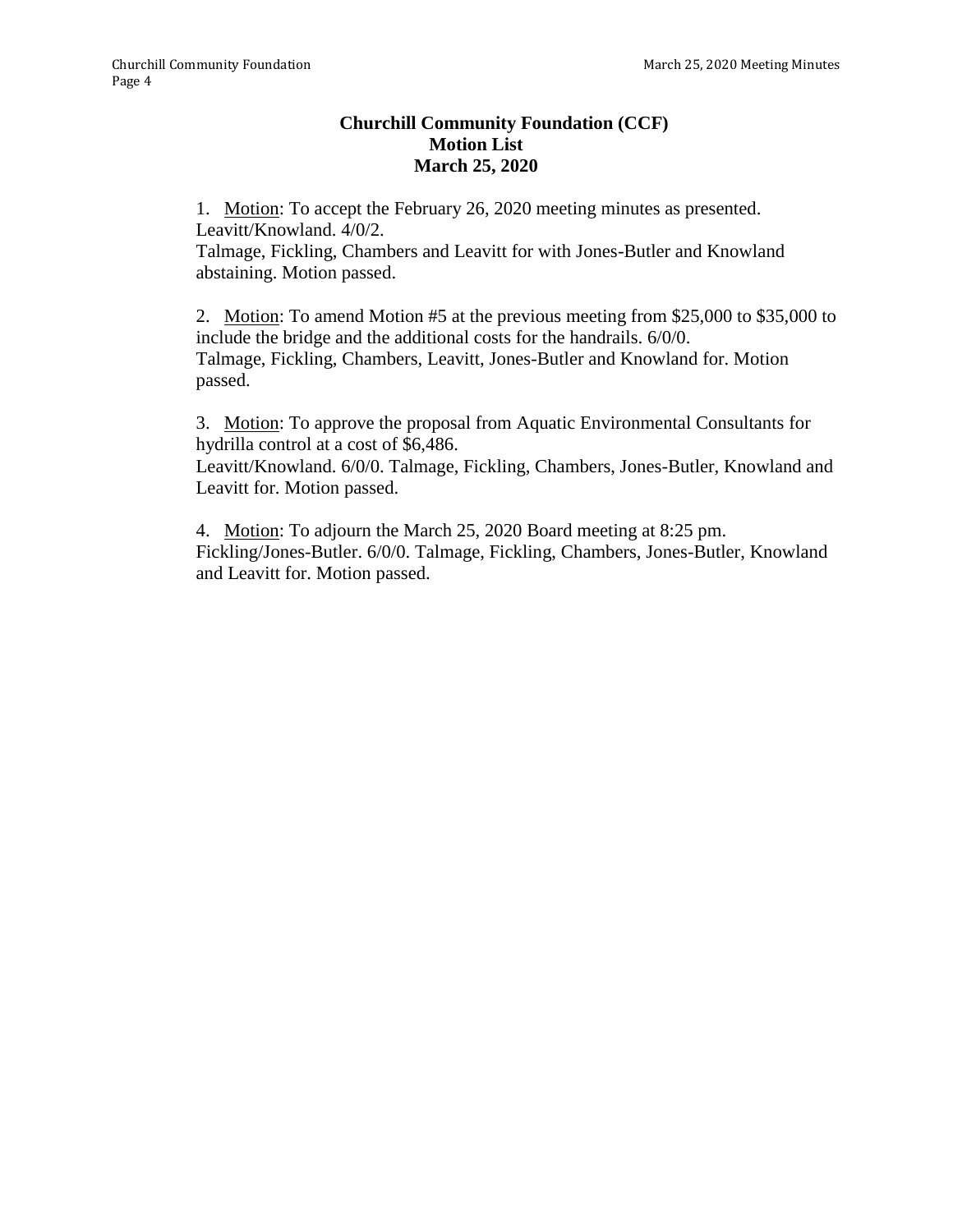**Churchill Community Foundation (CCF)**
**Motion List**
**March 25, 2020**

1. Motion: To accept the February 26, 2020 meeting minutes as presented. Leavitt/Knowland. 4/0/2.
Talmage, Fickling, Chambers and Leavitt for with Jones-Butler and Knowland abstaining. Motion passed.

2. Motion: To amend Motion #5 at the previous meeting from $25,000 to $35,000 to include the bridge and the additional costs for the handrails. 6/0/0.
Talmage, Fickling, Chambers, Leavitt, Jones-Butler and Knowland for. Motion passed.

3. Motion: To approve the proposal from Aquatic Environmental Consultants for hydrilla control at a cost of $6,486.
Leavitt/Knowland. 6/0/0. Talmage, Fickling, Chambers, Jones-Butler, Knowland and Leavitt for. Motion passed.

4. Motion: To adjourn the March 25, 2020 Board meeting at 8:25 pm.
Fickling/Jones-Butler. 6/0/0. Talmage, Fickling, Chambers, Jones-Butler, Knowland and Leavitt for. Motion passed.